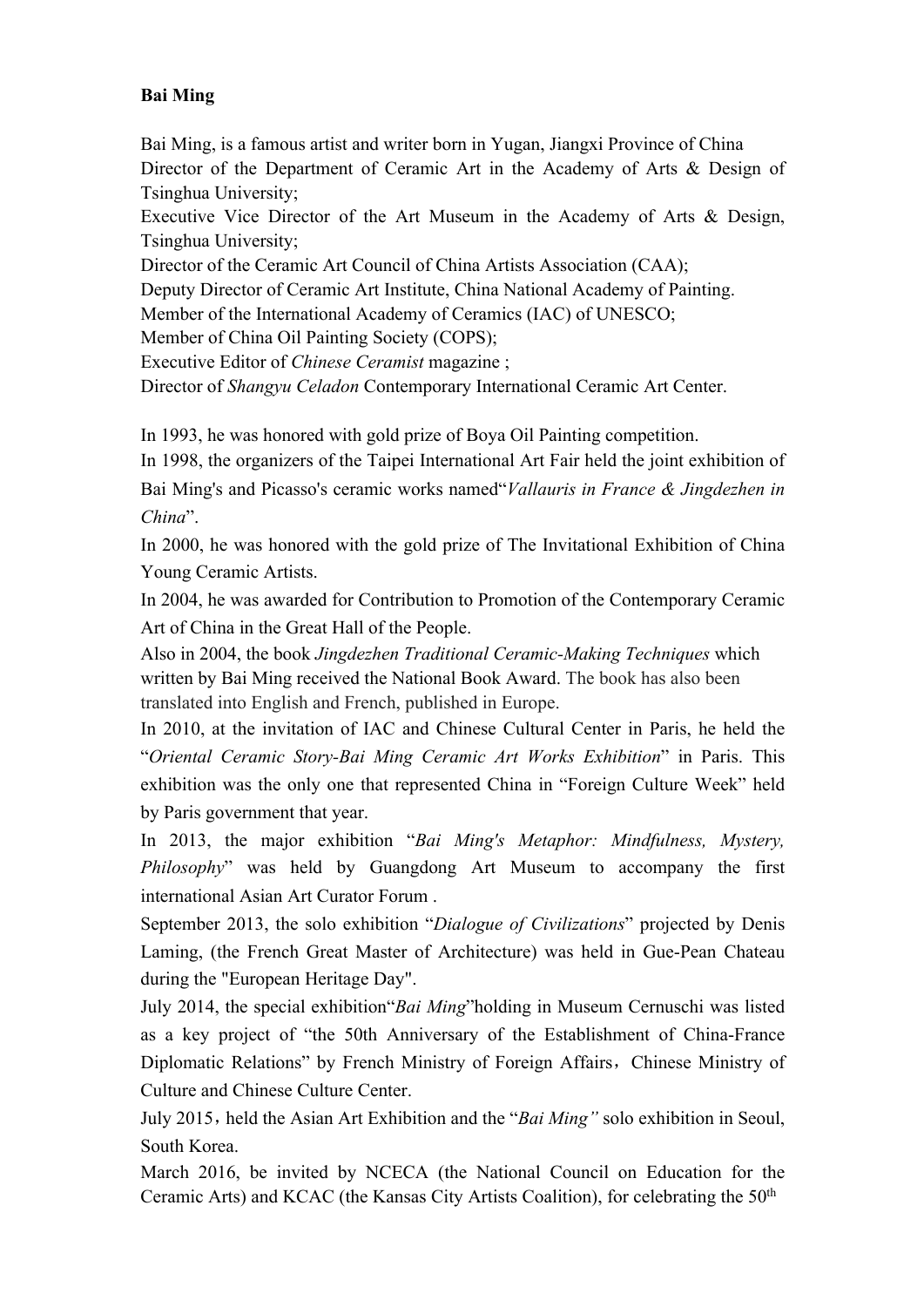**Bai Ming**

Bai Ming, is a famous artist and writer born in Yugan, Jiangxi Province of China
Director of the Department of Ceramic Art in the Academy of Arts & Design of Tsinghua University;
Executive Vice Director of the Art Museum in the Academy of Arts & Design, Tsinghua University;
Director of the Ceramic Art Council of China Artists Association (CAA);
Deputy Director of Ceramic Art Institute, China National Academy of Painting.
Member of the International Academy of Ceramics (IAC) of UNESCO;
Member of China Oil Painting Society (COPS);
Executive Editor of *Chinese Ceramist* magazine ;
Director of *Shangyu Celadon* Contemporary International Ceramic Art Center.

In 1993, he was honored with gold prize of Boya Oil Painting competition.
In 1998, the organizers of the Taipei International Art Fair held the joint exhibition of Bai Ming's and Picasso's ceramic works named"*Vallauris in France & Jingdezhen in China*".
In 2000, he was honored with the gold prize of The Invitational Exhibition of China Young Ceramic Artists.
In 2004, he was awarded for Contribution to Promotion of the Contemporary Ceramic Art of China in the Great Hall of the People.
Also in 2004, the book *Jingdezhen Traditional Ceramic-Making Techniques* which written by Bai Ming received the National Book Award. The book has also been translated into English and French, published in Europe.
In 2010, at the invitation of IAC and Chinese Cultural Center in Paris, he held the "*Oriental Ceramic Story-Bai Ming Ceramic Art Works Exhibition*" in Paris. This exhibition was the only one that represented China in "Foreign Culture Week" held by Paris government that year.
In 2013, the major exhibition "*Bai Ming's Metaphor: Mindfulness, Mystery, Philosophy*" was held by Guangdong Art Museum to accompany the first international Asian Art Curator Forum .
September 2013, the solo exhibition "*Dialogue of Civilizations*" projected by Denis Laming, (the French Great Master of Architecture) was held in Gue-Pean Chateau during the "European Heritage Day".
July 2014, the special exhibition"*Bai Ming*"holding in Museum Cernuschi was listed as a key project of "the 50th Anniversary of the Establishment of China-France Diplomatic Relations" by French Ministry of Foreign Affairs，Chinese Ministry of Culture and Chinese Culture Center.
July 2015，held the Asian Art Exhibition and the "*Bai Ming"* solo exhibition in Seoul, South Korea.
March 2016, be invited by NCECA (the National Council on Education for the Ceramic Arts) and KCAC (the Kansas City Artists Coalition), for celebrating the 50th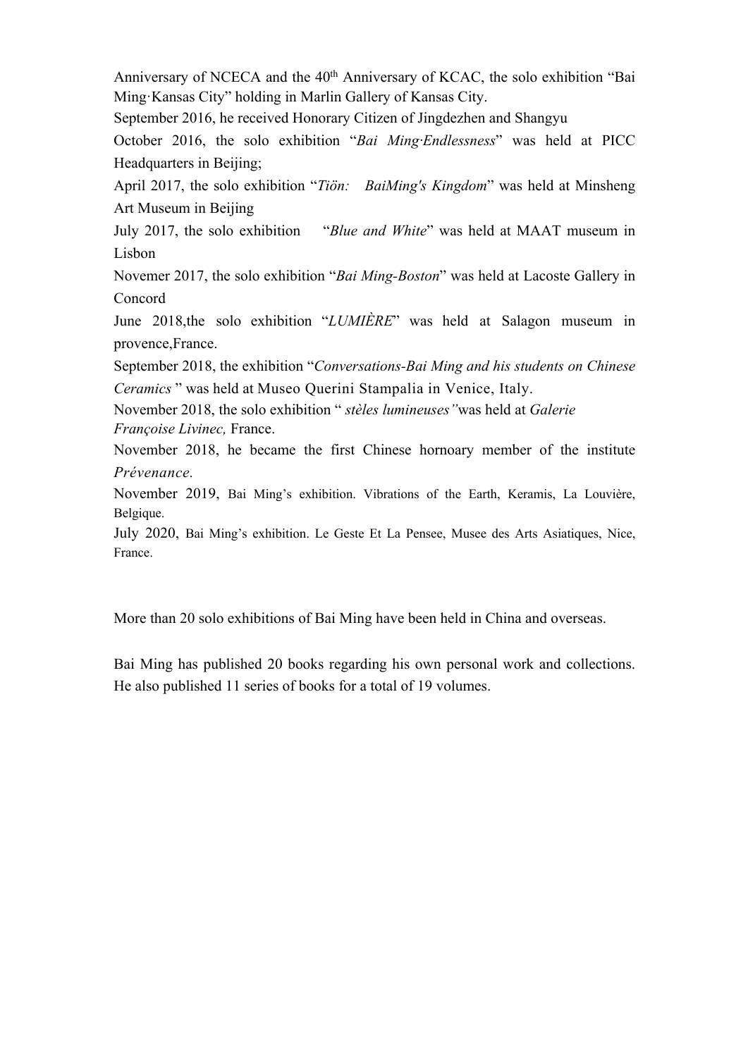Anniversary of NCECA and the 40th Anniversary of KCAC, the solo exhibition “Bai Ming·Kansas City” holding in Marlin Gallery of Kansas City.

September 2016, he received Honorary Citizen of Jingdezhen and Shangyu

October 2016, the solo exhibition “*Bai Ming·Endlessness*” was held at PICC Headquarters in Beijing;

April 2017, the solo exhibition “*Tiön: BaiMing's Kingdom*” was held at Minsheng Art Museum in Beijing

July 2017, the solo exhibition “*Blue and White*” was held at MAAT museum in Lisbon

Novemer 2017, the solo exhibition “*Bai Ming-Boston*” was held at Lacoste Gallery in Concord

June 2018,the solo exhibition “*LUMIÈRE*” was held at Salagon museum in provence,France.

September 2018, the exhibition “*Conversations-Bai Ming and his students on Chinese Ceramics* ” was held at Museo Querini Stampalia in Venice, Italy.

November 2018, the solo exhibition “ *stèles lumineuses”*was held at *Galerie Françoise Livinec,* France.

November 2018, he became the first Chinese hornoary member of the institute *Prévenance.*

November 2019, Bai Ming’s exhibition. Vibrations of the Earth, Keramis, La Louvière, Belgique.

July 2020, Bai Ming’s exhibition. Le Geste Et La Pensee, Musee des Arts Asiatiques, Nice, France.

More than 20 solo exhibitions of Bai Ming have been held in China and overseas.

Bai Ming has published 20 books regarding his own personal work and collections. He also published 11 series of books for a total of 19 volumes.